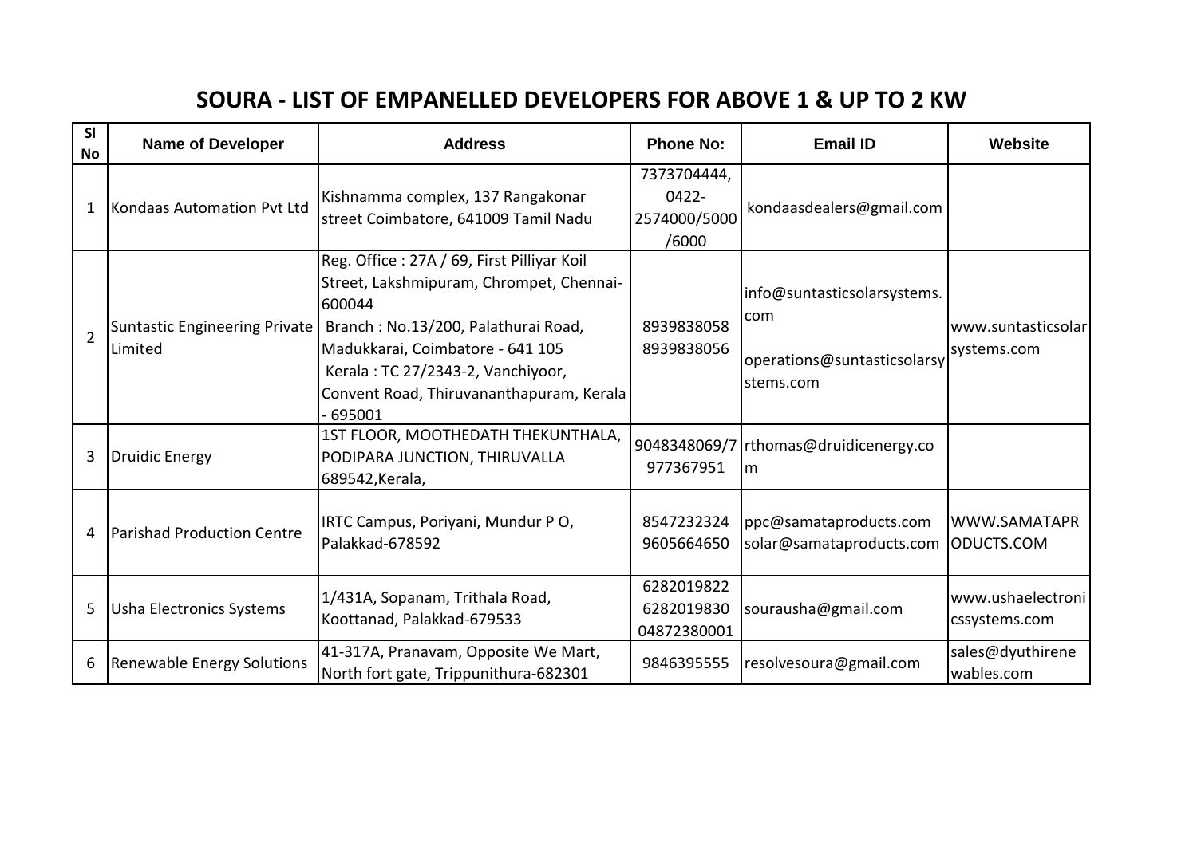# SOURA - LIST OF EMPANELLED DEVELOPERS FOR ABOVE 1 & UP TO 2 KW

| Sl No | Name of Developer | Address | Phone No: | Email ID | Website |
|---|---|---|---|---|---|
| 1 | Kondaas Automation Pvt Ltd | Kishnamma complex, 137 Rangakonar street Coimbatore, 641009 Tamil Nadu | 7373704444, 0422-2574000/5000/6000 | kondaasdealers@gmail.com | |
| 2 | Suntastic Engineering Private Limited | Reg. Office : 27A / 69, First Pilliyar Koil Street, Lakshmipuram, Chrompet, Chennai-600044<br>Branch : No.13/200, Palathurai Road, Madukkarai, Coimbatore - 641 105<br>Kerala : TC 27/2343-2, Vanchiyoor, Convent Road, Thiruvananthapuram, Kerala - 695001 | 8939838058<br>8939838056 | info@suntasticsolarsystems.com<br>operations@suntasticsolarsystems.com | www.suntasticsolarsystems.com |
| 3 | Druidic Energy | 1ST FLOOR, MOOTHEDATH THEKUNTHALA, PODIPARA JUNCTION, THIRUVALLA 689542,Kerala, | 9048348069/7977367951 | rthomas@druidicenergy.com | |
| 4 | Parishad Production Centre | IRTC Campus, Poriyani, Mundur P O, Palakkad-678592 | 8547232324<br>9605664650 | ppc@samataproducts.com<br>solar@samataproducts.com | WWW.SAMATAPRODUCTS.COM |
| 5 | Usha Electronics Systems | 1/431A, Sopanam, Trithala Road, Koottanad, Palakkad-679533 | 6282019822<br>6282019830<br>04872380001 | sourausha@gmail.com | www.ushaelectronicssystems.com |
| 6 | Renewable Energy Solutions | 41-317A, Pranavam, Opposite We Mart, North fort gate, Trippunithura-682301 | 9846395555 | resolvesoura@gmail.com | sales@dyuthirenewables.com |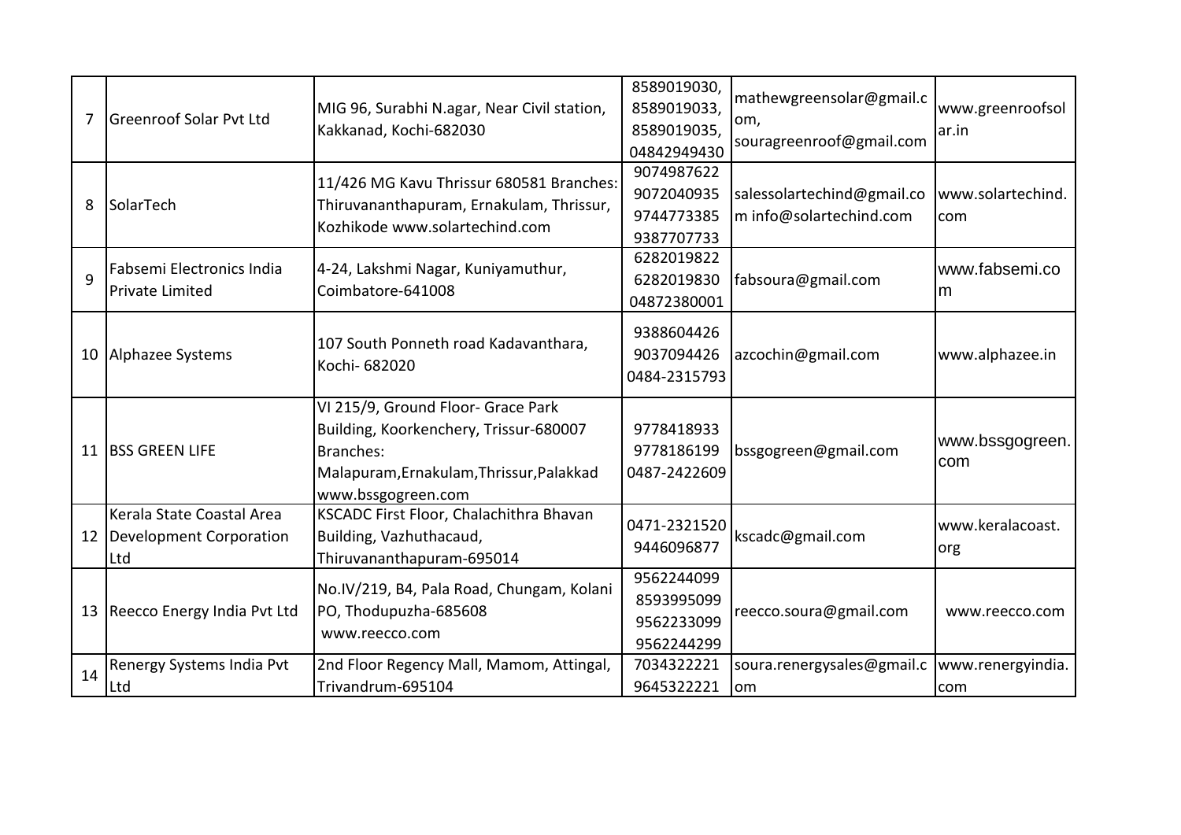| 7 | Greenroof Solar Pvt Ltd | MIG 96, Surabhi N.agar, Near Civil station, Kakkanad, Kochi-682030 | 8589019030, 8589019033, 8589019035, 04842949430 | mathewgreensolar@gmail.com, souragreenroof@gmail.com | www.greenroofsolar.in |
|---|---|---|---|---|---|
| 8 | SolarTech | 11/426 MG Kavu Thrissur 680581 Branches: Thiruvananthapuram, Ernakulam, Thrissur, Kozhikode www.solartechind.com | 9074987622 9072040935 9744773385 9387707733 | salessolartechind@gmail.com info@solartechind.com | www.solartechind.com |
| 9 | Fabsemi Electronics India Private Limited | 4-24, Lakshmi Nagar, Kuniyamuthur, Coimbatore-641008 | 6282019822 6282019830 04872380001 | fabsoura@gmail.com | www.fabsemi.com |
| 10 | Alphazee Systems | 107 South Ponneth road Kadavanthara, Kochi- 682020 | 9388604426 9037094426 0484-2315793 | azcochin@gmail.com | www.alphazee.in |
| 11 | BSS GREEN LIFE | VI 215/9, Ground Floor- Grace Park Building, Koorkenchery, Trissur-680007 Branches: Malapuram,Ernakulam,Thrissur,Palakkad www.bssgogreen.com | 9778418933 9778186199 0487-2422609 | bssgogreen@gmail.com | www.bssgogreen.com |
| 12 | Kerala State Coastal Area Development Corporation Ltd | KSCADC First Floor, Chalachithra Bhavan Building, Vazhuthacaud, Thiruvananthapuram-695014 | 0471-2321520 9446096877 | kscadc@gmail.com | www.keralacoast.org |
| 13 | Reecco Energy India Pvt Ltd | No.IV/219, B4, Pala Road, Chungam, Kolani PO, Thodupuzha-685608 www.reecco.com | 9562244099 8593995099 9562233099 9562244299 | reecco.soura@gmail.com | www.reecco.com |
| 14 | Renergy Systems India Pvt Ltd | 2nd Floor Regency Mall, Mamom, Attingal, Trivandrum-695104 | 7034322221 9645322221 | soura.renergysales@gmail.com | www.renergyindia.com |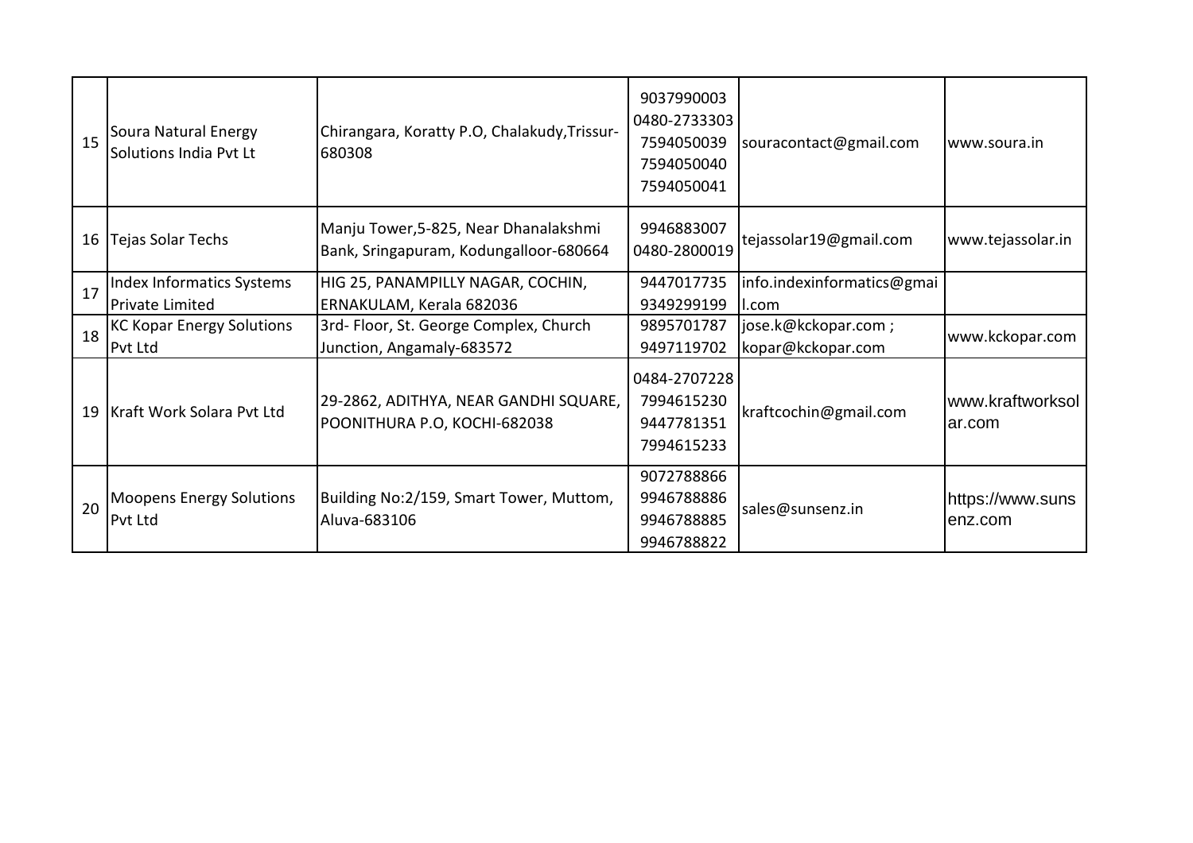| | | | | | |
|---|---|---|---|---|---|
| 15 | Soura Natural Energy Solutions India Pvt Lt | Chirangara, Koratty P.O, Chalakudy,Trissur-680308 | 9037990003 0480-2733303 7594050039 7594050040 7594050041 | souracontact@gmail.com | www.soura.in |
| 16 | Tejas Solar Techs | Manju Tower,5-825, Near Dhanalakshmi Bank, Sringapuram, Kodungalloor-680664 | 9946883007 0480-2800019 | tejassolar19@gmail.com | www.tejassolar.in |
| 17 | Index Informatics Systems Private Limited | HIG 25, PANAMPILLY NAGAR, COCHIN, ERNAKULAM, Kerala 682036 | 9447017735 9349299199 | info.indexinformatics@gmail.com | |
| 18 | KC Kopar Energy Solutions Pvt Ltd | 3rd- Floor, St. George Complex, Church Junction, Angamaly-683572 | 9895701787 9497119702 | jose.k@kckopar.com ; kopar@kckopar.com | www.kckopar.com |
| 19 | Kraft Work Solara Pvt Ltd | 29-2862, ADITHYA, NEAR GANDHI SQUARE, POONITHURA P.O, KOCHI-682038 | 0484-2707228 7994615230 9447781351 7994615233 | kraftcochin@gmail.com | www.kraftworksolar.com |
| 20 | Moopens Energy Solutions Pvt Ltd | Building No:2/159, Smart Tower, Muttom, Aluva-683106 | 9072788866 9946788886 9946788885 9946788822 | sales@sunsenz.in | https://www.sunsenz.com |